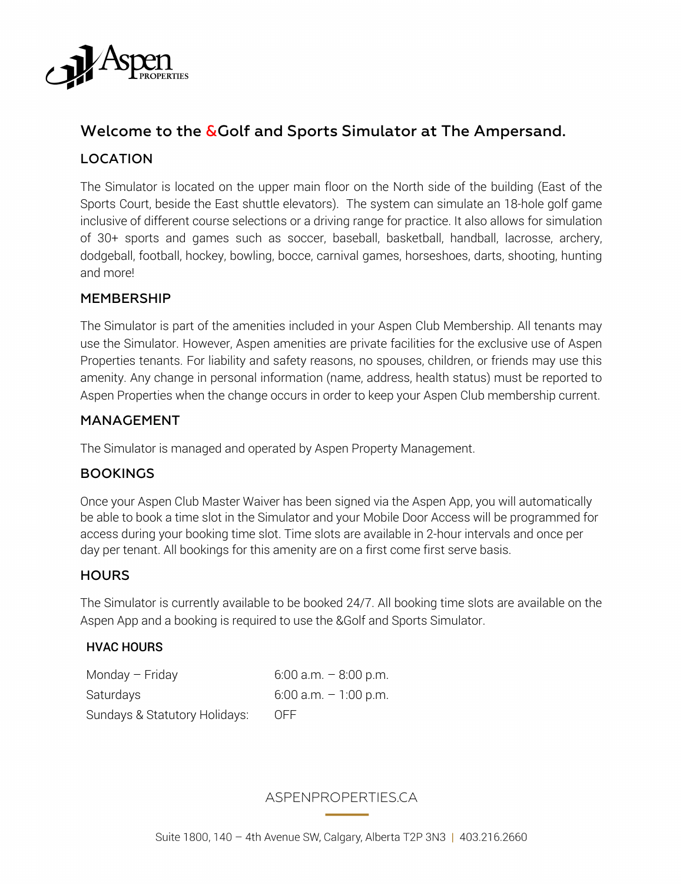# Welcome to the &Golf and Sports Simulator at The Ampersand.

## LOCATION

The Simulator is located on the upper main floor on the North side of the building (East of the Sports Court, beside the East shuttle elevators). The system can simulate an 18-hole golf game inclusive of different course selections or a driving range for practice. It also allows for simulation of 30+ sports and games such as soccer, baseball, basketball, handball, lacrosse, archery, dodgeball, football, hockey, bowling, bocce, carnival games, horseshoes, darts, shooting, hunting and more!

## MEMBERSHIP

The Simulator is part of the amenities included in your Aspen Club Membership. All tenants may use the Simulator. However, Aspen amenities are private facilities for the exclusive use of Aspen Properties tenants. For liability and safety reasons, no spouses, children, or friends may use this amenity. Any change in personal information (name, address, health status) must be reported to Aspen Properties when the change occurs in order to keep your Aspen Club membership current.

## MANAGEMENT

The Simulator is managed and operated by Aspen Property Management.

## BOOKINGS

Once your Aspen Club Master Waiver has been signed via the Aspen App, you will automatically be able to book a time slot in the Simulator and your Mobile Door Access will be programmed for access during your booking time slot. Time slots are available in 2-hour intervals and once per day per tenant. All bookings for this amenity are on a first come first serve basis.

## HOURS

The Simulator is currently available to be booked 24/7. All booking time slots are available on the Aspen App and a booking is required to use the &Golf and Sports Simulator.

### HVAC HOURS

| | |
|---|---|
| Monday – Friday | 6:00 a.m. – 8:00 p.m. |
| Saturdays | 6:00 a.m. – 1:00 p.m. |
| Sundays & Statutory Holidays: | OFF |

ASPENPROPERTIES.CA

Suite 1800, 140 – 4th Avenue SW, Calgary, Alberta T2P 3N3 | 403.216.2660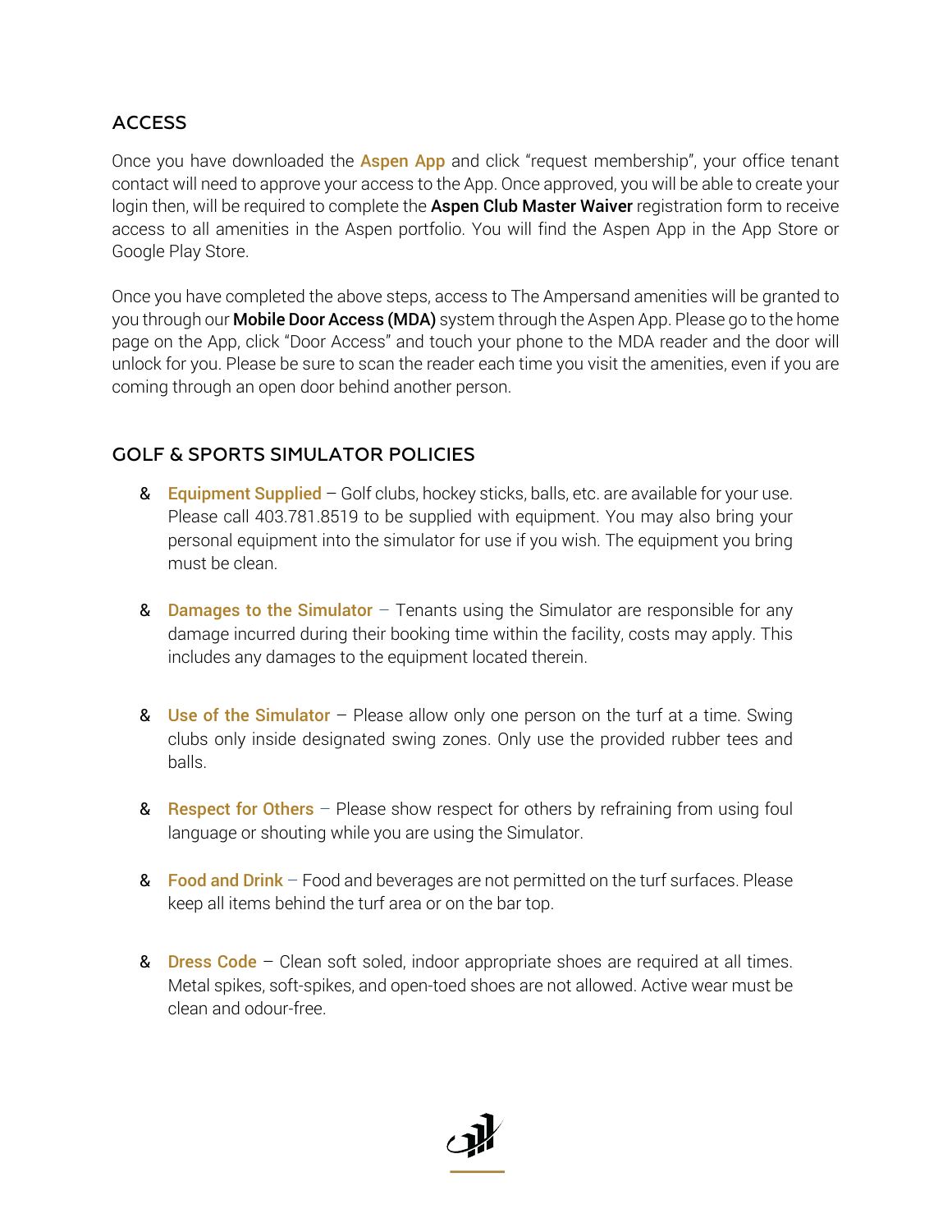## ACCESS

Once you have downloaded the **Aspen App** and click "request membership", your office tenant contact will need to approve your access to the App. Once approved, you will be able to create your login then, will be required to complete the **Aspen Club Master Waiver** registration form to receive access to all amenities in the Aspen portfolio. You will find the Aspen App in the App Store or Google Play Store.

Once you have completed the above steps, access to The Ampersand amenities will be granted to you through our **Mobile Door Access (MDA)** system through the Aspen App. Please go to the home page on the App, click "Door Access" and touch your phone to the MDA reader and the door will unlock for you. Please be sure to scan the reader each time you visit the amenities, even if you are coming through an open door behind another person.

## GOLF & SPORTS SIMULATOR POLICIES

- **Equipment Supplied** – Golf clubs, hockey sticks, balls, etc. are available for your use. Please call 403.781.8519 to be supplied with equipment. You may also bring your personal equipment into the simulator for use if you wish. The equipment you bring must be clean.

- **Damages to the Simulator** – Tenants using the Simulator are responsible for any damage incurred during their booking time within the facility, costs may apply. This includes any damages to the equipment located therein.

- **Use of the Simulator** – Please allow only one person on the turf at a time. Swing clubs only inside designated swing zones. Only use the provided rubber tees and balls.

- **Respect for Others** – Please show respect for others by refraining from using foul language or shouting while you are using the Simulator.

- **Food and Drink** – Food and beverages are not permitted on the turf surfaces. Please keep all items behind the turf area or on the bar top.

- **Dress Code** – Clean soft soled, indoor appropriate shoes are required at all times. Metal spikes, soft-spikes, and open-toed shoes are not allowed. Active wear must be clean and odour-free.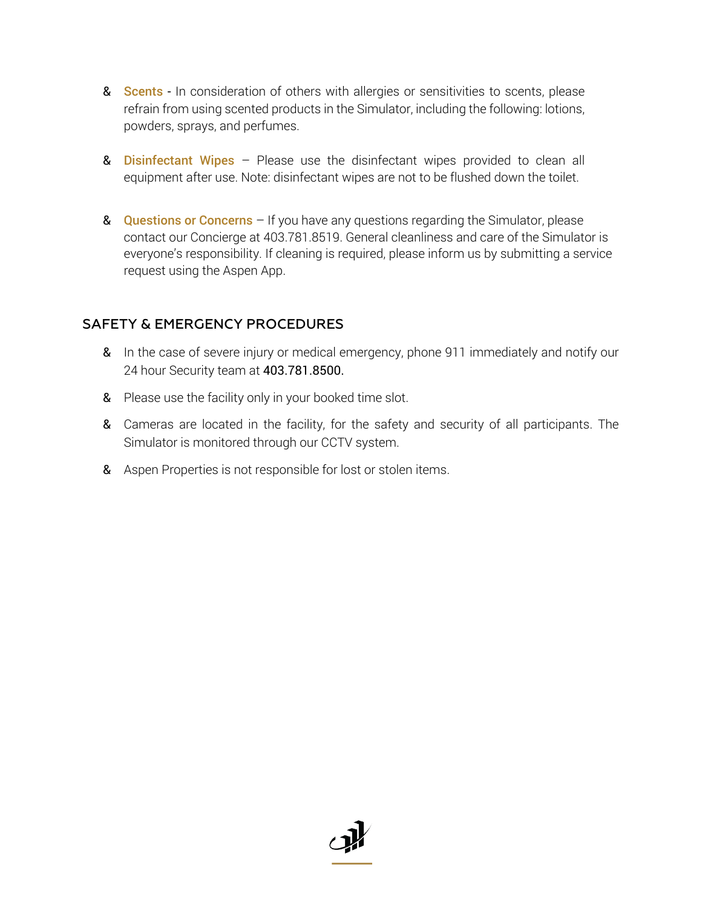- **Scents** - In consideration of others with allergies or sensitivities to scents, please refrain from using scented products in the Simulator, including the following: lotions, powders, sprays, and perfumes.

- **Disinfectant Wipes** – Please use the disinfectant wipes provided to clean all equipment after use. Note: disinfectant wipes are not to be flushed down the toilet.

- **Questions or Concerns** – If you have any questions regarding the Simulator, please contact our Concierge at 403.781.8519. General cleanliness and care of the Simulator is everyone's responsibility. If cleaning is required, please inform us by submitting a service request using the Aspen App.

## SAFETY & EMERGENCY PROCEDURES

- In the case of severe injury or medical emergency, phone 911 immediately and notify our 24 hour Security team at 403.781.8500.
- Please use the facility only in your booked time slot.
- Cameras are located in the facility, for the safety and security of all participants. The Simulator is monitored through our CCTV system.
- Aspen Properties is not responsible for lost or stolen items.